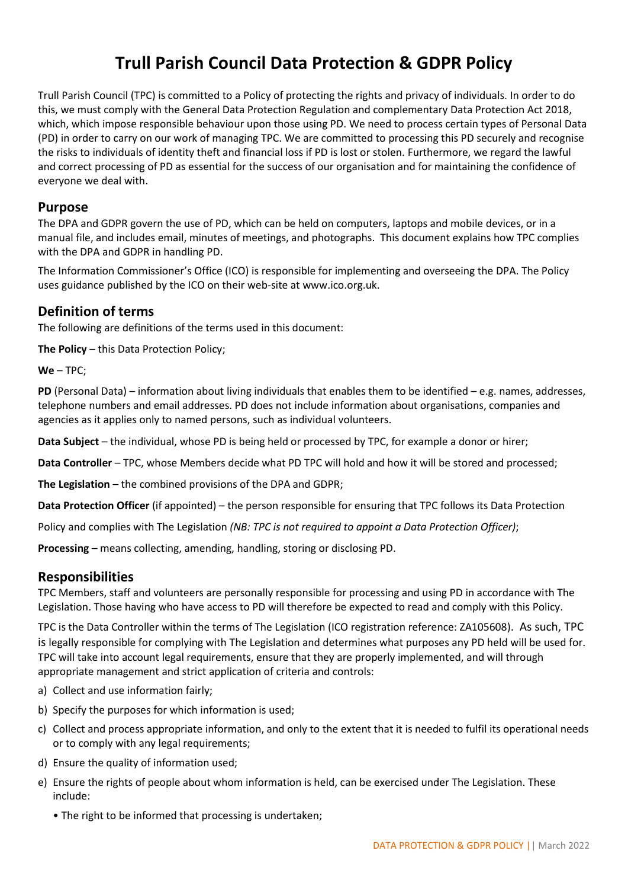# Trull Parish Council Data Protection & GDPR Policy

Trull Parish Council (TPC) is committed to a Policy of protecting the rights and privacy of individuals. In order to do this, we must comply with the General Data Protection Regulation and complementary Data Protection Act 2018, which, which impose responsible behaviour upon those using PD. We need to process certain types of Personal Data (PD) in order to carry on our work of managing TPC. We are committed to processing this PD securely and recognise the risks to individuals of identity theft and financial loss if PD is lost or stolen. Furthermore, we regard the lawful and correct processing of PD as essential for the success of our organisation and for maintaining the confidence of everyone we deal with.

## Purpose

The DPA and GDPR govern the use of PD, which can be held on computers, laptops and mobile devices, or in a manual file, and includes email, minutes of meetings, and photographs. This document explains how TPC complies with the DPA and GDPR in handling PD.

The Information Commissioner's Office (ICO) is responsible for implementing and overseeing the DPA. The Policy uses guidance published by the ICO on their web-site at www.ico.org.uk.

## Definition of terms

The following are definitions of the terms used in this document:

**The Policy** – this Data Protection Policy;

**We** – TPC;

**PD** (Personal Data) – information about living individuals that enables them to be identified – e.g. names, addresses, telephone numbers and email addresses. PD does not include information about organisations, companies and agencies as it applies only to named persons, such as individual volunteers.

**Data Subject** – the individual, whose PD is being held or processed by TPC, for example a donor or hirer;

**Data Controller** – TPC, whose Members decide what PD TPC will hold and how it will be stored and processed;

**The Legislation** – the combined provisions of the DPA and GDPR;

**Data Protection Officer** (if appointed) – the person responsible for ensuring that TPC follows its Data Protection Policy and complies with The Legislation *(NB: TPC is not required to appoint a Data Protection Officer)*;

**Processing** – means collecting, amending, handling, storing or disclosing PD.

## Responsibilities

TPC Members, staff and volunteers are personally responsible for processing and using PD in accordance with The Legislation. Those having who have access to PD will therefore be expected to read and comply with this Policy.

TPC is the Data Controller within the terms of The Legislation (ICO registration reference: ZA105608). As such, TPC is legally responsible for complying with The Legislation and determines what purposes any PD held will be used for. TPC will take into account legal requirements, ensure that they are properly implemented, and will through appropriate management and strict application of criteria and controls:

a) Collect and use information fairly;
b) Specify the purposes for which information is used;
c) Collect and process appropriate information, and only to the extent that it is needed to fulfil its operational needs or to comply with any legal requirements;
d) Ensure the quality of information used;
e) Ensure the rights of people about whom information is held, can be exercised under The Legislation. These include:
   - The right to be informed that processing is undertaken;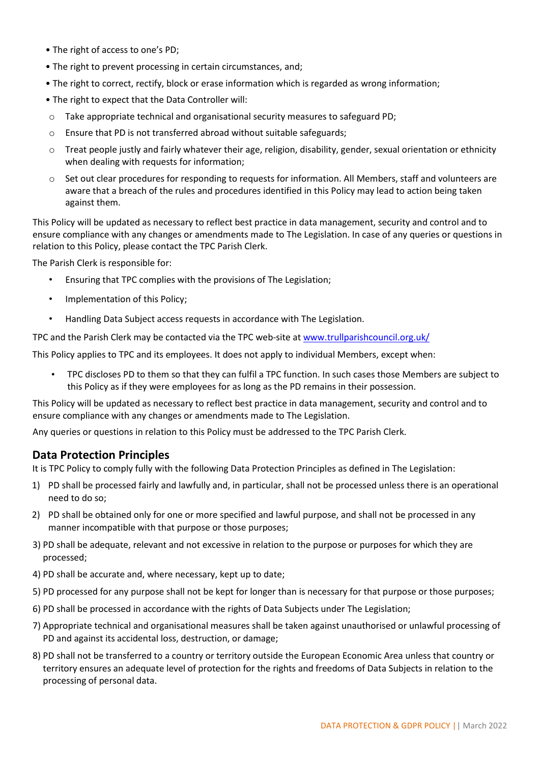- The right of access to one's PD;
- The right to prevent processing in certain circumstances, and;
- The right to correct, rectify, block or erase information which is regarded as wrong information;
- The right to expect that the Data Controller will:
    - Take appropriate technical and organisational security measures to safeguard PD;
    - Ensure that PD is not transferred abroad without suitable safeguards;
    - Treat people justly and fairly whatever their age, religion, disability, gender, sexual orientation or ethnicity when dealing with requests for information;
    - Set out clear procedures for responding to requests for information. All Members, staff and volunteers are aware that a breach of the rules and procedures identified in this Policy may lead to action being taken against them.

This Policy will be updated as necessary to reflect best practice in data management, security and control and to ensure compliance with any changes or amendments made to The Legislation. In case of any queries or questions in relation to this Policy, please contact the TPC Parish Clerk.

The Parish Clerk is responsible for:

- Ensuring that TPC complies with the provisions of The Legislation;
- Implementation of this Policy;
- Handling Data Subject access requests in accordance with The Legislation.

TPC and the Parish Clerk may be contacted via the TPC web-site at www.trullparishcouncil.org.uk/

This Policy applies to TPC and its employees. It does not apply to individual Members, except when:

- TPC discloses PD to them so that they can fulfil a TPC function. In such cases those Members are subject to this Policy as if they were employees for as long as the PD remains in their possession.

This Policy will be updated as necessary to reflect best practice in data management, security and control and to ensure compliance with any changes or amendments made to The Legislation.

Any queries or questions in relation to this Policy must be addressed to the TPC Parish Clerk.

## Data Protection Principles

It is TPC Policy to comply fully with the following Data Protection Principles as defined in The Legislation:

1) PD shall be processed fairly and lawfully and, in particular, shall not be processed unless there is an operational need to do so;
2) PD shall be obtained only for one or more specified and lawful purpose, and shall not be processed in any manner incompatible with that purpose or those purposes;
3) PD shall be adequate, relevant and not excessive in relation to the purpose or purposes for which they are processed;
4) PD shall be accurate and, where necessary, kept up to date;
5) PD processed for any purpose shall not be kept for longer than is necessary for that purpose or those purposes;
6) PD shall be processed in accordance with the rights of Data Subjects under The Legislation;
7) Appropriate technical and organisational measures shall be taken against unauthorised or unlawful processing of PD and against its accidental loss, destruction, or damage;
8) PD shall not be transferred to a country or territory outside the European Economic Area unless that country or territory ensures an adequate level of protection for the rights and freedoms of Data Subjects in relation to the processing of personal data.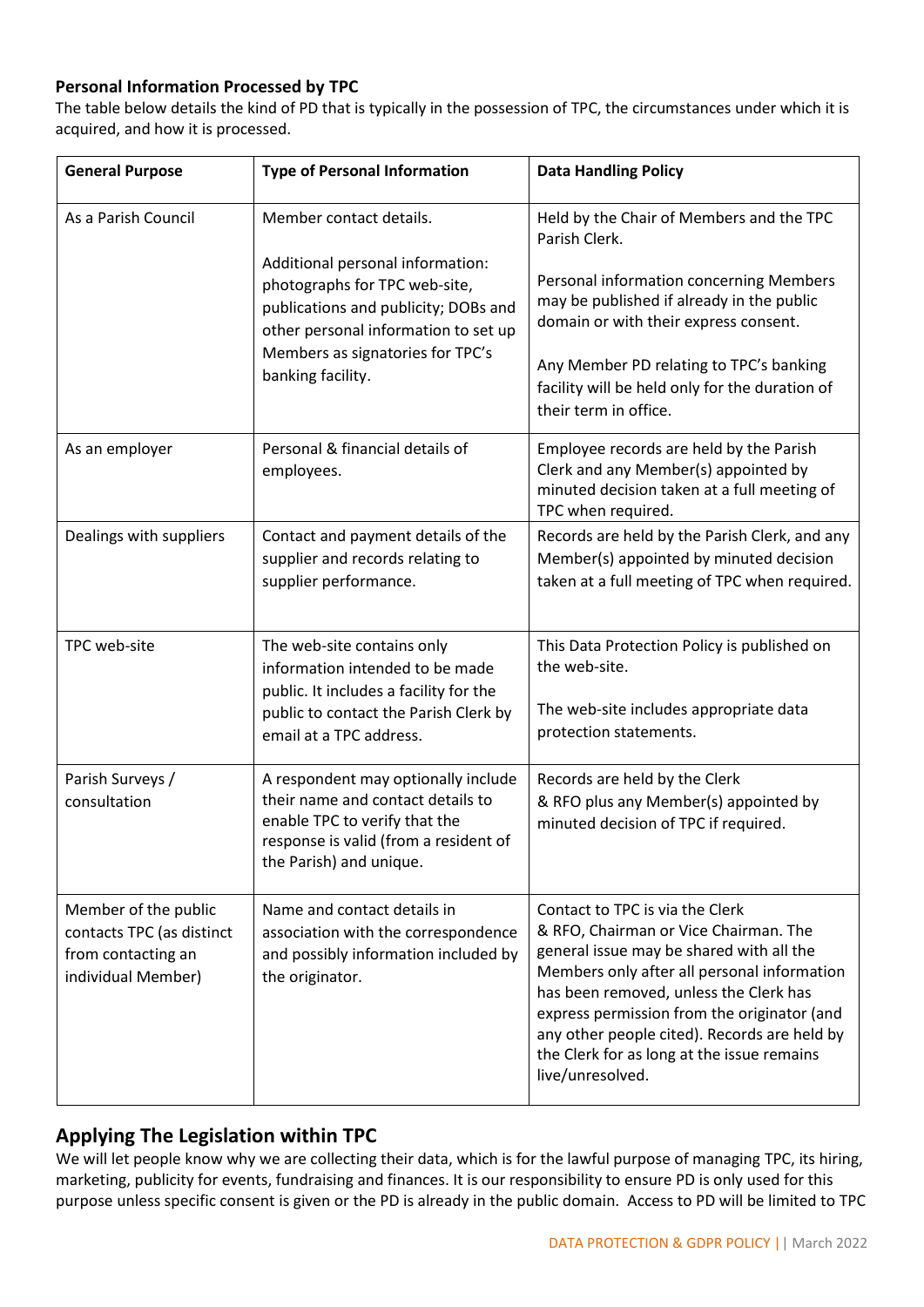### Personal Information Processed by TPC

The table below details the kind of PD that is typically in the possession of TPC, the circumstances under which it is acquired, and how it is processed.

| General Purpose | Type of Personal Information | Data Handling Policy |
|---|---|---|
| As a Parish Council | Member contact details.<br><br>Additional personal information: photographs for TPC web-site, publications and publicity; DOBs and other personal information to set up Members as signatories for TPC's banking facility. | Held by the Chair of Members and the TPC Parish Clerk.<br><br>Personal information concerning Members may be published if already in the public domain or with their express consent.<br><br>Any Member PD relating to TPC's banking facility will be held only for the duration of their term in office. |
| As an employer | Personal & financial details of employees. | Employee records are held by the Parish Clerk and any Member(s) appointed by minuted decision taken at a full meeting of TPC when required. |
| Dealings with suppliers | Contact and payment details of the supplier and records relating to supplier performance. | Records are held by the Parish Clerk, and any Member(s) appointed by minuted decision taken at a full meeting of TPC when required. |
| TPC web-site | The web-site contains only information intended to be made public. It includes a facility for the public to contact the Parish Clerk by email at a TPC address. | This Data Protection Policy is published on the web-site.<br><br>The web-site includes appropriate data protection statements. |
| Parish Surveys / consultation | A respondent may optionally include their name and contact details to enable TPC to verify that the response is valid (from a resident of the Parish) and unique. | Records are held by the Clerk & RFO plus any Member(s) appointed by minuted decision of TPC if required. |
| Member of the public contacts TPC (as distinct from contacting an individual Member) | Name and contact details in association with the correspondence and possibly information included by the originator. | Contact to TPC is via the Clerk & RFO, Chairman or Vice Chairman. The general issue may be shared with all the Members only after all personal information has been removed, unless the Clerk has express permission from the originator (and any other people cited). Records are held by the Clerk for as long at the issue remains live/unresolved. |

## Applying The Legislation within TPC

We will let people know why we are collecting their data, which is for the lawful purpose of managing TPC, its hiring, marketing, publicity for events, fundraising and finances. It is our responsibility to ensure PD is only used for this purpose unless specific consent is given or the PD is already in the public domain. Access to PD will be limited to TPC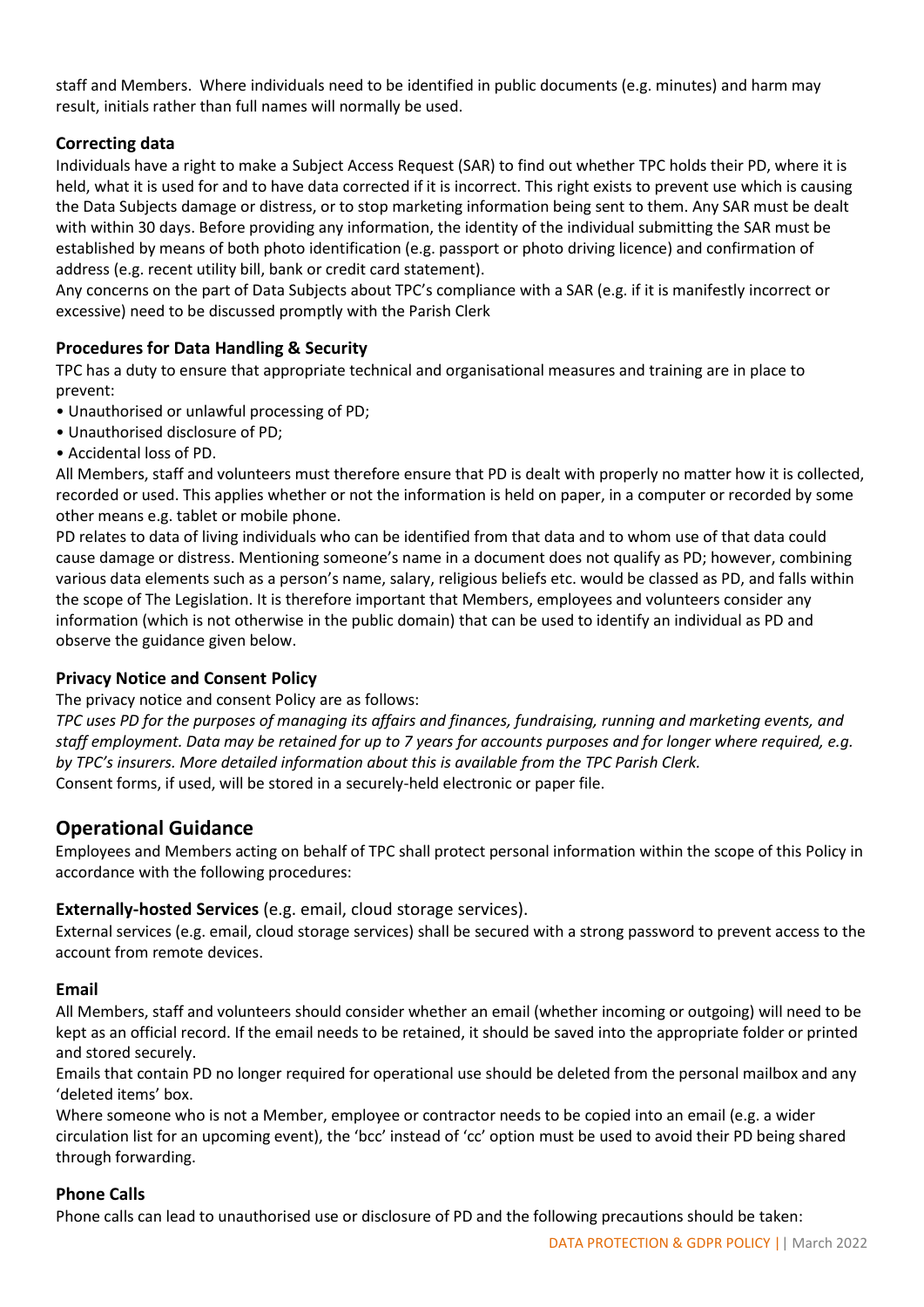staff and Members. Where individuals need to be identified in public documents (e.g. minutes) and harm may result, initials rather than full names will normally be used.

### Correcting data

Individuals have a right to make a Subject Access Request (SAR) to find out whether TPC holds their PD, where it is held, what it is used for and to have data corrected if it is incorrect. This right exists to prevent use which is causing the Data Subjects damage or distress, or to stop marketing information being sent to them. Any SAR must be dealt with within 30 days. Before providing any information, the identity of the individual submitting the SAR must be established by means of both photo identification (e.g. passport or photo driving licence) and confirmation of address (e.g. recent utility bill, bank or credit card statement).

Any concerns on the part of Data Subjects about TPC's compliance with a SAR (e.g. if it is manifestly incorrect or excessive) need to be discussed promptly with the Parish Clerk

### Procedures for Data Handling & Security

TPC has a duty to ensure that appropriate technical and organisational measures and training are in place to prevent:

- Unauthorised or unlawful processing of PD;
- Unauthorised disclosure of PD;
- Accidental loss of PD.

All Members, staff and volunteers must therefore ensure that PD is dealt with properly no matter how it is collected, recorded or used. This applies whether or not the information is held on paper, in a computer or recorded by some other means e.g. tablet or mobile phone.

PD relates to data of living individuals who can be identified from that data and to whom use of that data could cause damage or distress. Mentioning someone's name in a document does not qualify as PD; however, combining various data elements such as a person's name, salary, religious beliefs etc. would be classed as PD, and falls within the scope of The Legislation. It is therefore important that Members, employees and volunteers consider any information (which is not otherwise in the public domain) that can be used to identify an individual as PD and observe the guidance given below.

### Privacy Notice and Consent Policy

The privacy notice and consent Policy are as follows:

*TPC uses PD for the purposes of managing its affairs and finances, fundraising, running and marketing events, and staff employment. Data may be retained for up to 7 years for accounts purposes and for longer where required, e.g. by TPC's insurers. More detailed information about this is available from the TPC Parish Clerk.*

Consent forms, if used, will be stored in a securely-held electronic or paper file.

## Operational Guidance

Employees and Members acting on behalf of TPC shall protect personal information within the scope of this Policy in accordance with the following procedures:

### Externally-hosted Services (e.g. email, cloud storage services).

External services (e.g. email, cloud storage services) shall be secured with a strong password to prevent access to the account from remote devices.

### Email

All Members, staff and volunteers should consider whether an email (whether incoming or outgoing) will need to be kept as an official record. If the email needs to be retained, it should be saved into the appropriate folder or printed and stored securely.

Emails that contain PD no longer required for operational use should be deleted from the personal mailbox and any 'deleted items' box.

Where someone who is not a Member, employee or contractor needs to be copied into an email (e.g. a wider circulation list for an upcoming event), the 'bcc' instead of 'cc' option must be used to avoid their PD being shared through forwarding.

### Phone Calls

Phone calls can lead to unauthorised use or disclosure of PD and the following precautions should be taken: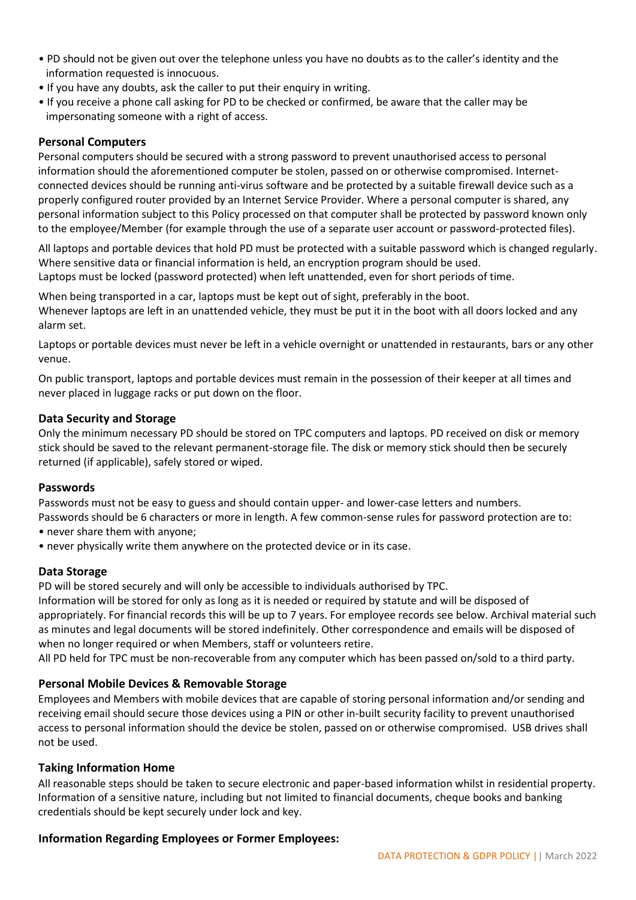- PD should not be given out over the telephone unless you have no doubts as to the caller's identity and the information requested is innocuous.
- If you have any doubts, ask the caller to put their enquiry in writing.
- If you receive a phone call asking for PD to be checked or confirmed, be aware that the caller may be impersonating someone with a right of access.

## Personal Computers

Personal computers should be secured with a strong password to prevent unauthorised access to personal information should the aforementioned computer be stolen, passed on or otherwise compromised. Internet-connected devices should be running anti-virus software and be protected by a suitable firewall device such as a properly configured router provided by an Internet Service Provider. Where a personal computer is shared, any personal information subject to this Policy processed on that computer shall be protected by password known only to the employee/Member (for example through the use of a separate user account or password-protected files).

All laptops and portable devices that hold PD must be protected with a suitable password which is changed regularly. Where sensitive data or financial information is held, an encryption program should be used.
Laptops must be locked (password protected) when left unattended, even for short periods of time.

When being transported in a car, laptops must be kept out of sight, preferably in the boot.
Whenever laptops are left in an unattended vehicle, they must be put it in the boot with all doors locked and any alarm set.

Laptops or portable devices must never be left in a vehicle overnight or unattended in restaurants, bars or any other venue.

On public transport, laptops and portable devices must remain in the possession of their keeper at all times and never placed in luggage racks or put down on the floor.

## Data Security and Storage

Only the minimum necessary PD should be stored on TPC computers and laptops. PD received on disk or memory stick should be saved to the relevant permanent-storage file. The disk or memory stick should then be securely returned (if applicable), safely stored or wiped.

## Passwords

Passwords must not be easy to guess and should contain upper- and lower-case letters and numbers.
Passwords should be 6 characters or more in length. A few common-sense rules for password protection are to:

- never share them with anyone;
- never physically write them anywhere on the protected device or in its case.

## Data Storage

PD will be stored securely and will only be accessible to individuals authorised by TPC.
Information will be stored for only as long as it is needed or required by statute and will be disposed of appropriately. For financial records this will be up to 7 years. For employee records see below. Archival material such as minutes and legal documents will be stored indefinitely. Other correspondence and emails will be disposed of when no longer required or when Members, staff or volunteers retire.
All PD held for TPC must be non-recoverable from any computer which has been passed on/sold to a third party.

## Personal Mobile Devices & Removable Storage

Employees and Members with mobile devices that are capable of storing personal information and/or sending and receiving email should secure those devices using a PIN or other in-built security facility to prevent unauthorised access to personal information should the device be stolen, passed on or otherwise compromised. USB drives shall not be used.

## Taking Information Home

All reasonable steps should be taken to secure electronic and paper-based information whilst in residential property. Information of a sensitive nature, including but not limited to financial documents, cheque books and banking credentials should be kept securely under lock and key.

## Information Regarding Employees or Former Employees: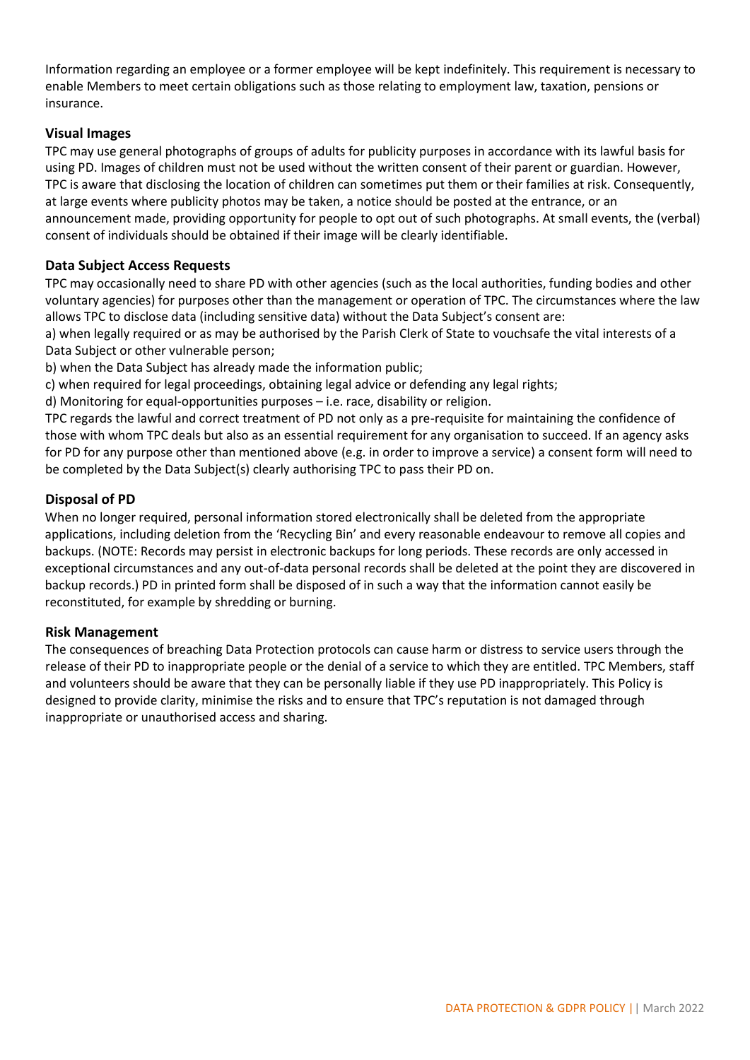Information regarding an employee or a former employee will be kept indefinitely. This requirement is necessary to enable Members to meet certain obligations such as those relating to employment law, taxation, pensions or insurance.

### Visual Images

TPC may use general photographs of groups of adults for publicity purposes in accordance with its lawful basis for using PD. Images of children must not be used without the written consent of their parent or guardian. However, TPC is aware that disclosing the location of children can sometimes put them or their families at risk. Consequently, at large events where publicity photos may be taken, a notice should be posted at the entrance, or an announcement made, providing opportunity for people to opt out of such photographs. At small events, the (verbal) consent of individuals should be obtained if their image will be clearly identifiable.

### Data Subject Access Requests

TPC may occasionally need to share PD with other agencies (such as the local authorities, funding bodies and other voluntary agencies) for purposes other than the management or operation of TPC. The circumstances where the law allows TPC to disclose data (including sensitive data) without the Data Subject's consent are:

a) when legally required or as may be authorised by the Parish Clerk of State to vouchsafe the vital interests of a Data Subject or other vulnerable person;

b) when the Data Subject has already made the information public;

c) when required for legal proceedings, obtaining legal advice or defending any legal rights;

d) Monitoring for equal-opportunities purposes – i.e. race, disability or religion.

TPC regards the lawful and correct treatment of PD not only as a pre-requisite for maintaining the confidence of those with whom TPC deals but also as an essential requirement for any organisation to succeed. If an agency asks for PD for any purpose other than mentioned above (e.g. in order to improve a service) a consent form will need to be completed by the Data Subject(s) clearly authorising TPC to pass their PD on.

### Disposal of PD

When no longer required, personal information stored electronically shall be deleted from the appropriate applications, including deletion from the 'Recycling Bin' and every reasonable endeavour to remove all copies and backups. (NOTE: Records may persist in electronic backups for long periods. These records are only accessed in exceptional circumstances and any out-of-data personal records shall be deleted at the point they are discovered in backup records.) PD in printed form shall be disposed of in such a way that the information cannot easily be reconstituted, for example by shredding or burning.

### Risk Management

The consequences of breaching Data Protection protocols can cause harm or distress to service users through the release of their PD to inappropriate people or the denial of a service to which they are entitled. TPC Members, staff and volunteers should be aware that they can be personally liable if they use PD inappropriately. This Policy is designed to provide clarity, minimise the risks and to ensure that TPC's reputation is not damaged through inappropriate or unauthorised access and sharing.